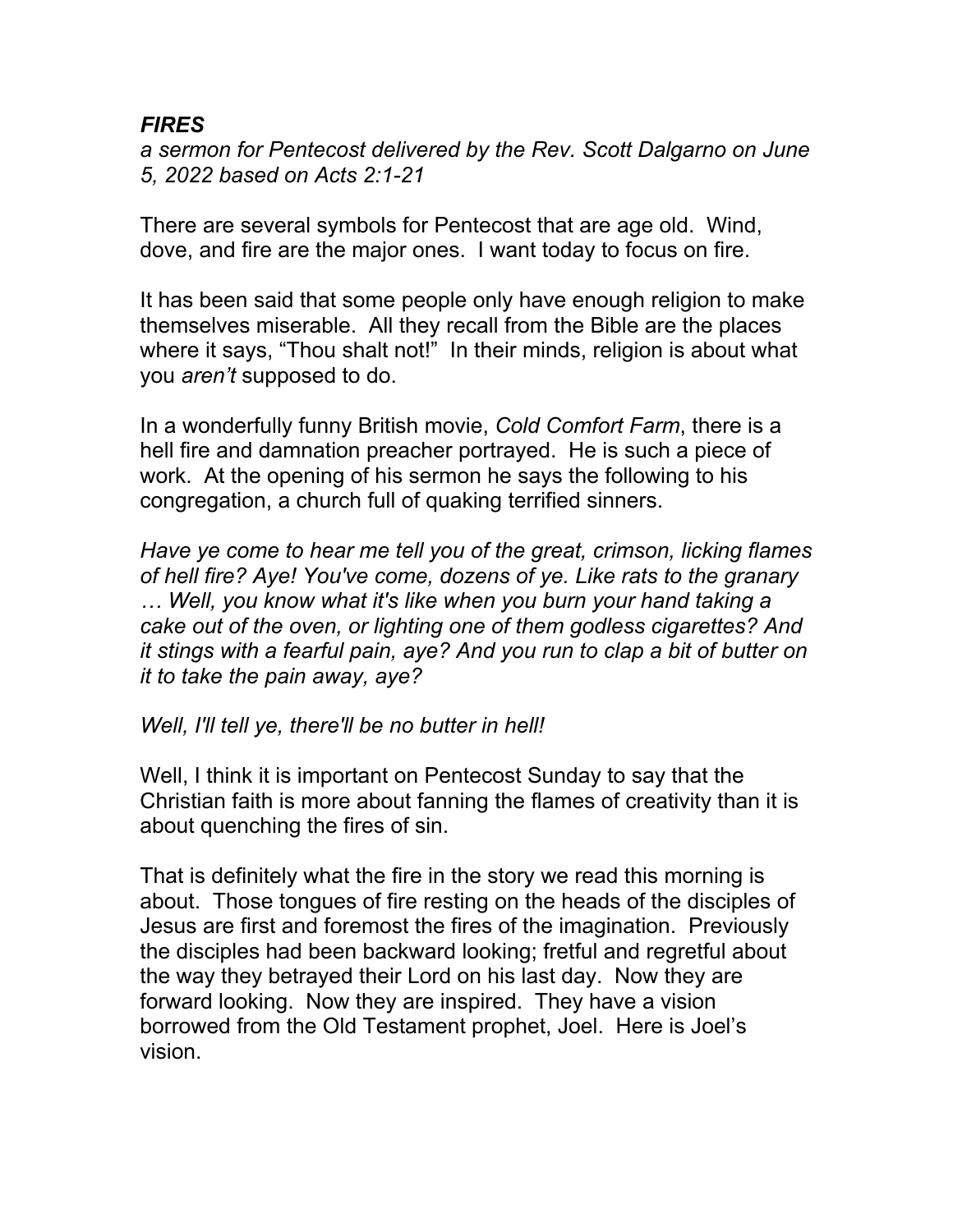# ***FIRES***

*a sermon for Pentecost delivered by the Rev. Scott Dalgarno on June 5, 2022 based on Acts 2:1-21*

There are several symbols for Pentecost that are age old. Wind, dove, and fire are the major ones. I want today to focus on fire.

It has been said that some people only have enough religion to make themselves miserable. All they recall from the Bible are the places where it says, "Thou shalt not!" In their minds, religion is about what you *aren't* supposed to do.

In a wonderfully funny British movie, *Cold Comfort Farm*, there is a hell fire and damnation preacher portrayed. He is such a piece of work. At the opening of his sermon he says the following to his congregation, a church full of quaking terrified sinners.

*Have ye come to hear me tell you of the great, crimson, licking flames of hell fire? Aye! You've come, dozens of ye. Like rats to the granary … Well, you know what it's like when you burn your hand taking a cake out of the oven, or lighting one of them godless cigarettes? And it stings with a fearful pain, aye? And you run to clap a bit of butter on it to take the pain away, aye?*

*Well, I'll tell ye, there'll be no butter in hell!*

Well, I think it is important on Pentecost Sunday to say that the Christian faith is more about fanning the flames of creativity than it is about quenching the fires of sin.

That is definitely what the fire in the story we read this morning is about. Those tongues of fire resting on the heads of the disciples of Jesus are first and foremost the fires of the imagination. Previously the disciples had been backward looking; fretful and regretful about the way they betrayed their Lord on his last day. Now they are forward looking. Now they are inspired. They have a vision borrowed from the Old Testament prophet, Joel. Here is Joel's vision.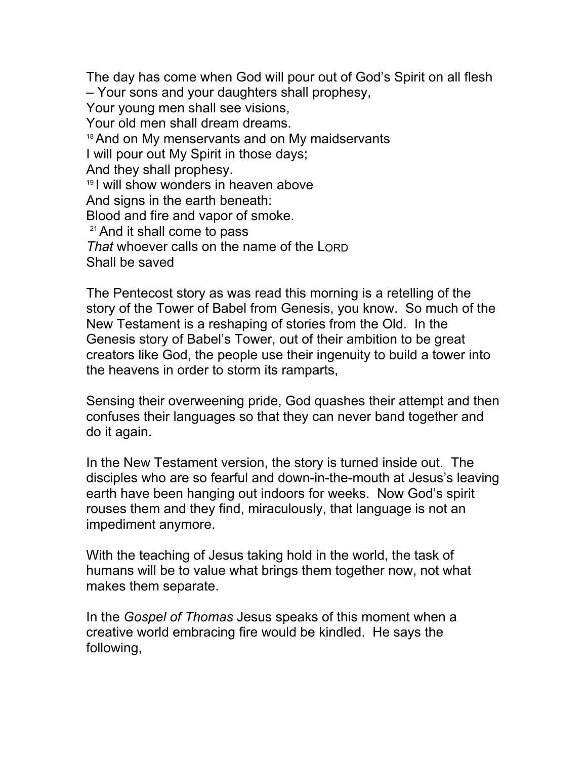The day has come when God will pour out of God's Spirit on all flesh
– Your sons and your daughters shall prophesy,
Your young men shall see visions,
Your old men shall dream dreams.
[18] And on My menservants and on My maidservants
I will pour out My Spirit in those days;
And they shall prophesy.
[19] I will show wonders in heaven above
And signs in the earth beneath:
Blood and fire and vapor of smoke.
[21] And it shall come to pass
*That* whoever calls on the name of the LORD
Shall be saved

The Pentecost story as was read this morning is a retelling of the story of the Tower of Babel from Genesis, you know. So much of the New Testament is a reshaping of stories from the Old. In the Genesis story of Babel's Tower, out of their ambition to be great creators like God, the people use their ingenuity to build a tower into the heavens in order to storm its ramparts,

Sensing their overweening pride, God quashes their attempt and then confuses their languages so that they can never band together and do it again.

In the New Testament version, the story is turned inside out. The disciples who are so fearful and down-in-the-mouth at Jesus's leaving earth have been hanging out indoors for weeks. Now God's spirit rouses them and they find, miraculously, that language is not an impediment anymore.

With the teaching of Jesus taking hold in the world, the task of humans will be to value what brings them together now, not what makes them separate.

In the *Gospel of Thomas* Jesus speaks of this moment when a creative world embracing fire would be kindled. He says the following,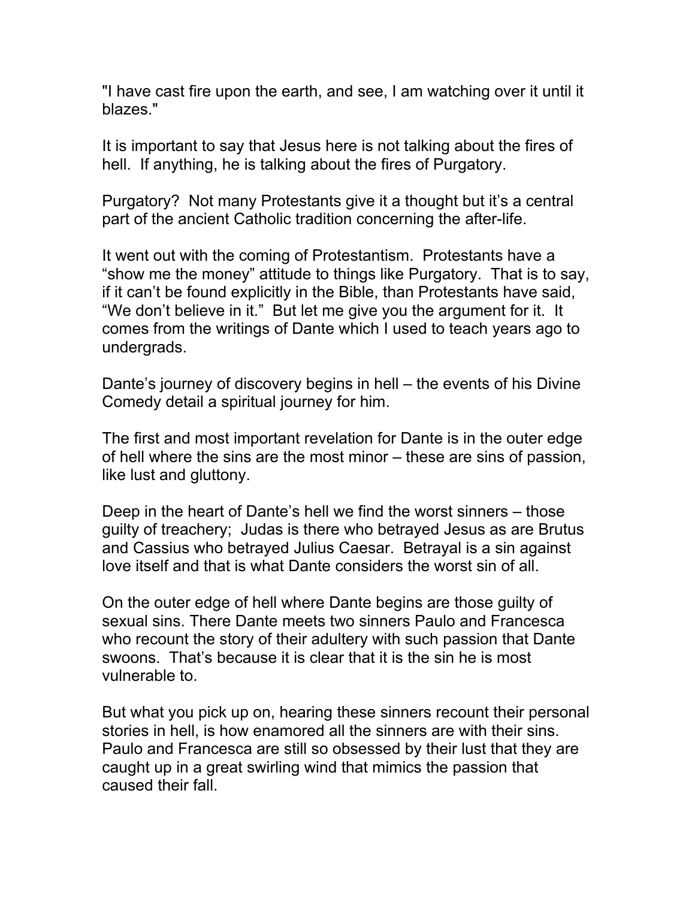"I have cast fire upon the earth, and see, I am watching over it until it blazes."

It is important to say that Jesus here is not talking about the fires of hell. If anything, he is talking about the fires of Purgatory.

Purgatory? Not many Protestants give it a thought but it's a central part of the ancient Catholic tradition concerning the after-life.

It went out with the coming of Protestantism. Protestants have a "show me the money" attitude to things like Purgatory. That is to say, if it can't be found explicitly in the Bible, than Protestants have said, "We don't believe in it." But let me give you the argument for it. It comes from the writings of Dante which I used to teach years ago to undergrads.

Dante's journey of discovery begins in hell – the events of his Divine Comedy detail a spiritual journey for him.

The first and most important revelation for Dante is in the outer edge of hell where the sins are the most minor – these are sins of passion, like lust and gluttony.

Deep in the heart of Dante's hell we find the worst sinners – those guilty of treachery; Judas is there who betrayed Jesus as are Brutus and Cassius who betrayed Julius Caesar. Betrayal is a sin against love itself and that is what Dante considers the worst sin of all.

On the outer edge of hell where Dante begins are those guilty of sexual sins. There Dante meets two sinners Paulo and Francesca who recount the story of their adultery with such passion that Dante swoons. That's because it is clear that it is the sin he is most vulnerable to.

But what you pick up on, hearing these sinners recount their personal stories in hell, is how enamored all the sinners are with their sins. Paulo and Francesca are still so obsessed by their lust that they are caught up in a great swirling wind that mimics the passion that caused their fall.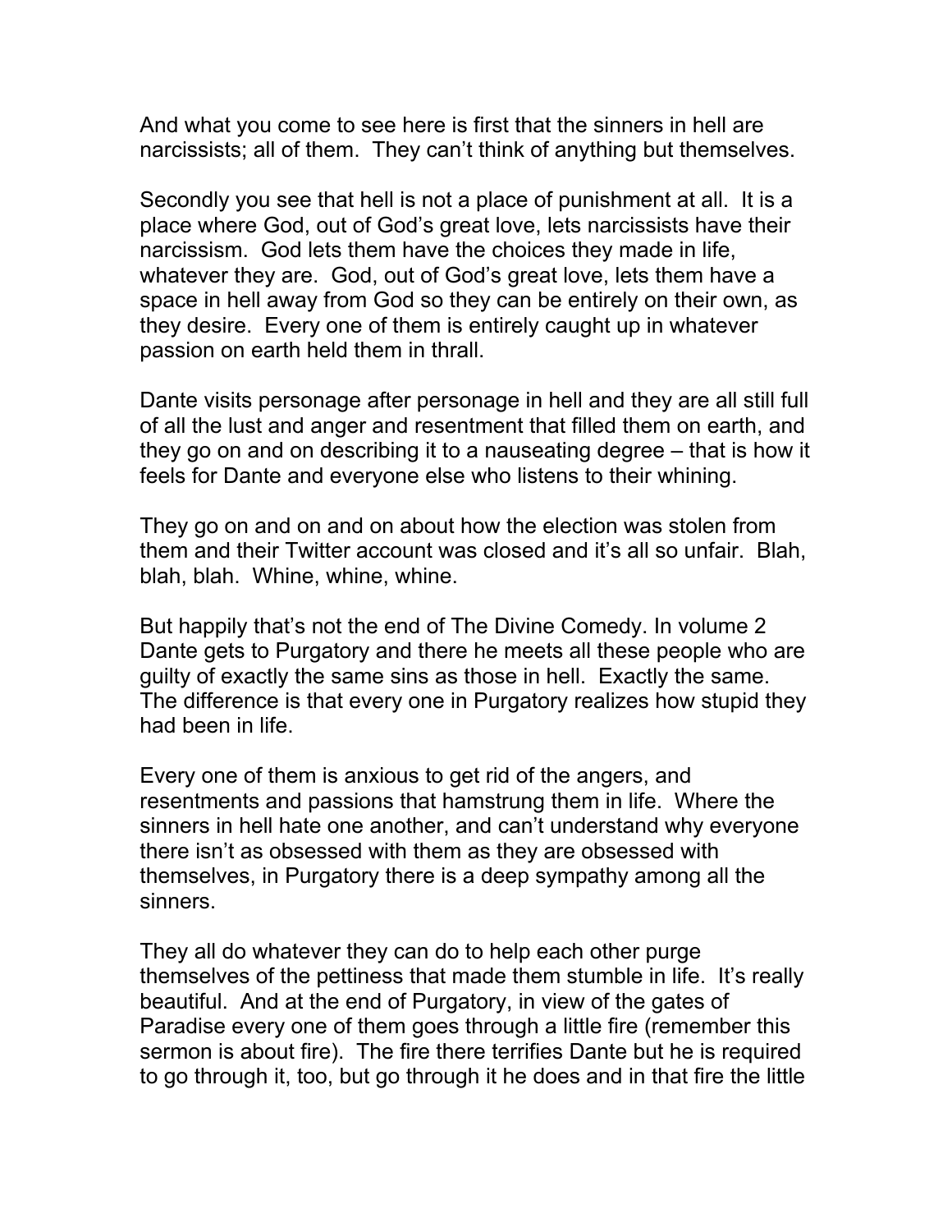And what you come to see here is first that the sinners in hell are narcissists; all of them. They can't think of anything but themselves.

Secondly you see that hell is not a place of punishment at all. It is a place where God, out of God's great love, lets narcissists have their narcissism. God lets them have the choices they made in life, whatever they are. God, out of God's great love, lets them have a space in hell away from God so they can be entirely on their own, as they desire. Every one of them is entirely caught up in whatever passion on earth held them in thrall.

Dante visits personage after personage in hell and they are all still full of all the lust and anger and resentment that filled them on earth, and they go on and on describing it to a nauseating degree – that is how it feels for Dante and everyone else who listens to their whining.

They go on and on and on about how the election was stolen from them and their Twitter account was closed and it's all so unfair. Blah, blah, blah. Whine, whine, whine.

But happily that's not the end of The Divine Comedy. In volume 2 Dante gets to Purgatory and there he meets all these people who are guilty of exactly the same sins as those in hell. Exactly the same. The difference is that every one in Purgatory realizes how stupid they had been in life.

Every one of them is anxious to get rid of the angers, and resentments and passions that hamstrung them in life. Where the sinners in hell hate one another, and can't understand why everyone there isn't as obsessed with them as they are obsessed with themselves, in Purgatory there is a deep sympathy among all the sinners.

They all do whatever they can do to help each other purge themselves of the pettiness that made them stumble in life. It's really beautiful. And at the end of Purgatory, in view of the gates of Paradise every one of them goes through a little fire (remember this sermon is about fire). The fire there terrifies Dante but he is required to go through it, too, but go through it he does and in that fire the little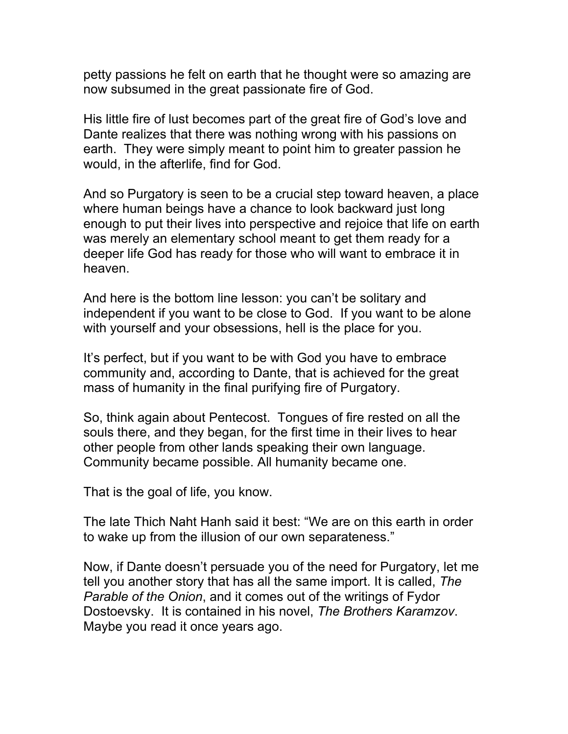petty passions he felt on earth that he thought were so amazing are now subsumed in the great passionate fire of God.

His little fire of lust becomes part of the great fire of God's love and Dante realizes that there was nothing wrong with his passions on earth. They were simply meant to point him to greater passion he would, in the afterlife, find for God.

And so Purgatory is seen to be a crucial step toward heaven, a place where human beings have a chance to look backward just long enough to put their lives into perspective and rejoice that life on earth was merely an elementary school meant to get them ready for a deeper life God has ready for those who will want to embrace it in heaven.

And here is the bottom line lesson: you can't be solitary and independent if you want to be close to God. If you want to be alone with yourself and your obsessions, hell is the place for you.

It's perfect, but if you want to be with God you have to embrace community and, according to Dante, that is achieved for the great mass of humanity in the final purifying fire of Purgatory.

So, think again about Pentecost. Tongues of fire rested on all the souls there, and they began, for the first time in their lives to hear other people from other lands speaking their own language. Community became possible. All humanity became one.

That is the goal of life, you know.

The late Thich Naht Hanh said it best: "We are on this earth in order to wake up from the illusion of our own separateness."

Now, if Dante doesn't persuade you of the need for Purgatory, let me tell you another story that has all the same import. It is called, *The Parable of the Onion*, and it comes out of the writings of Fydor Dostoevsky. It is contained in his novel, *The Brothers Karamzov*. Maybe you read it once years ago.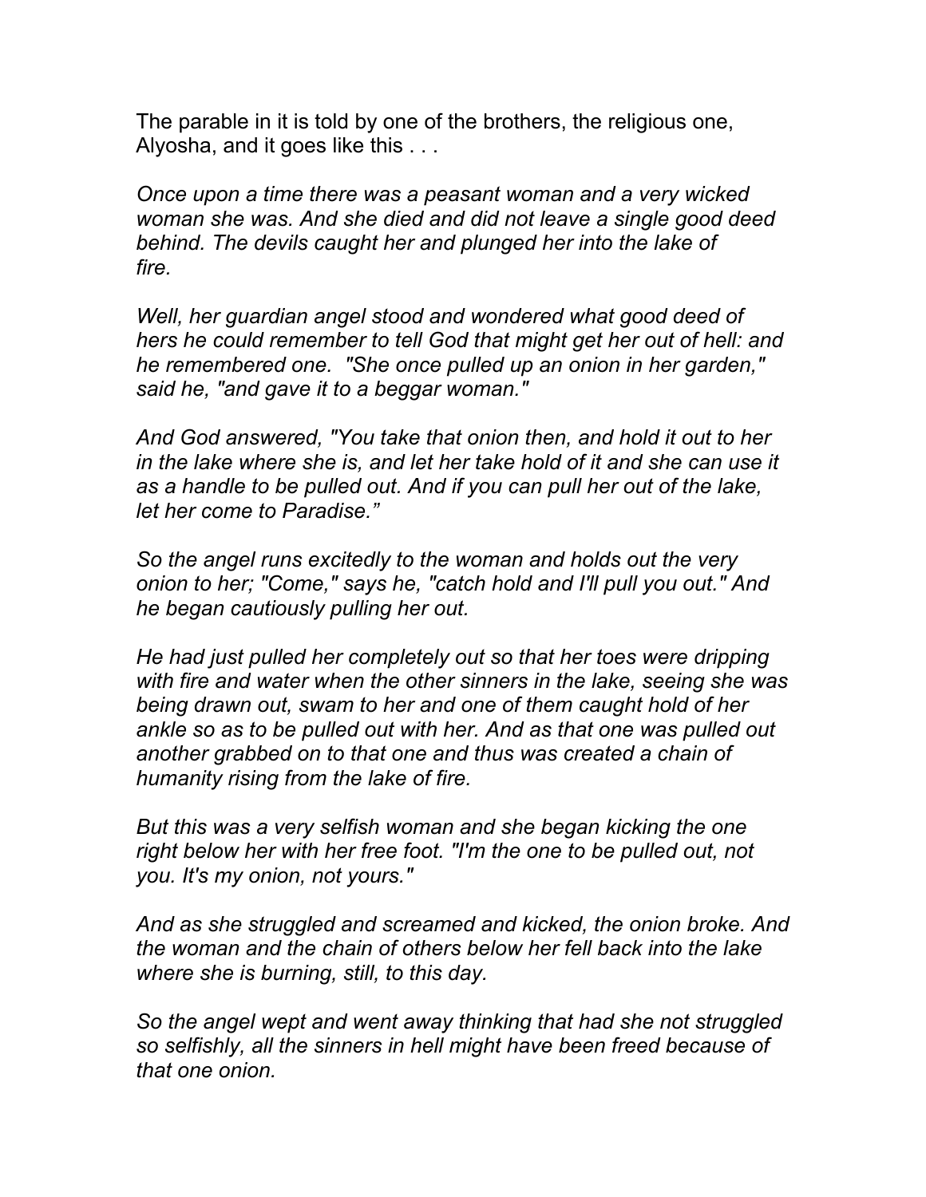The parable in it is told by one of the brothers, the religious one, Alyosha, and it goes like this . . .

*Once upon a time there was a peasant woman and a very wicked woman she was. And she died and did not leave a single good deed behind. The devils caught her and plunged her into the lake of fire.*

*Well, her guardian angel stood and wondered what good deed of hers he could remember to tell God that might get her out of hell: and he remembered one. "She once pulled up an onion in her garden," said he, "and gave it to a beggar woman."*

*And God answered, "You take that onion then, and hold it out to her in the lake where she is, and let her take hold of it and she can use it as a handle to be pulled out. And if you can pull her out of the lake, let her come to Paradise."*

*So the angel runs excitedly to the woman and holds out the very onion to her; "Come," says he, "catch hold and I'll pull you out." And he began cautiously pulling her out.*

*He had just pulled her completely out so that her toes were dripping with fire and water when the other sinners in the lake, seeing she was being drawn out, swam to her and one of them caught hold of her ankle so as to be pulled out with her. And as that one was pulled out another grabbed on to that one and thus was created a chain of humanity rising from the lake of fire.*

*But this was a very selfish woman and she began kicking the one right below her with her free foot. "I'm the one to be pulled out, not you. It's my onion, not yours."*

*And as she struggled and screamed and kicked, the onion broke. And the woman and the chain of others below her fell back into the lake where she is burning, still, to this day.*

*So the angel wept and went away thinking that had she not struggled so selfishly, all the sinners in hell might have been freed because of that one onion.*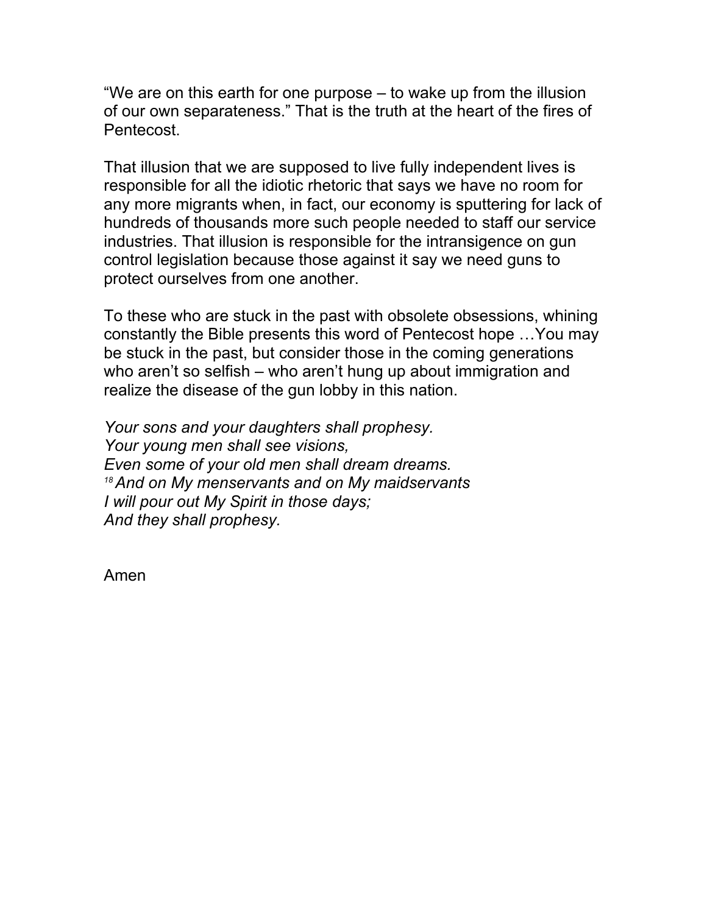“We are on this earth for one purpose – to wake up from the illusion of our own separateness.” That is the truth at the heart of the fires of Pentecost.

That illusion that we are supposed to live fully independent lives is responsible for all the idiotic rhetoric that says we have no room for any more migrants when, in fact, our economy is sputtering for lack of hundreds of thousands more such people needed to staff our service industries. That illusion is responsible for the intransigence on gun control legislation because those against it say we need guns to protect ourselves from one another.

To these who are stuck in the past with obsolete obsessions, whining constantly the Bible presents this word of Pentecost hope …You may be stuck in the past, but consider those in the coming generations who aren’t so selfish – who aren’t hung up about immigration and realize the disease of the gun lobby in this nation.

*Your sons and your daughters shall prophesy.*
*Your young men shall see visions,*
*Even some of your old men shall dream dreams.*
*[18] And on My menservants and on My maidservants*
*I will pour out My Spirit in those days;*
*And they shall prophesy.*

Amen